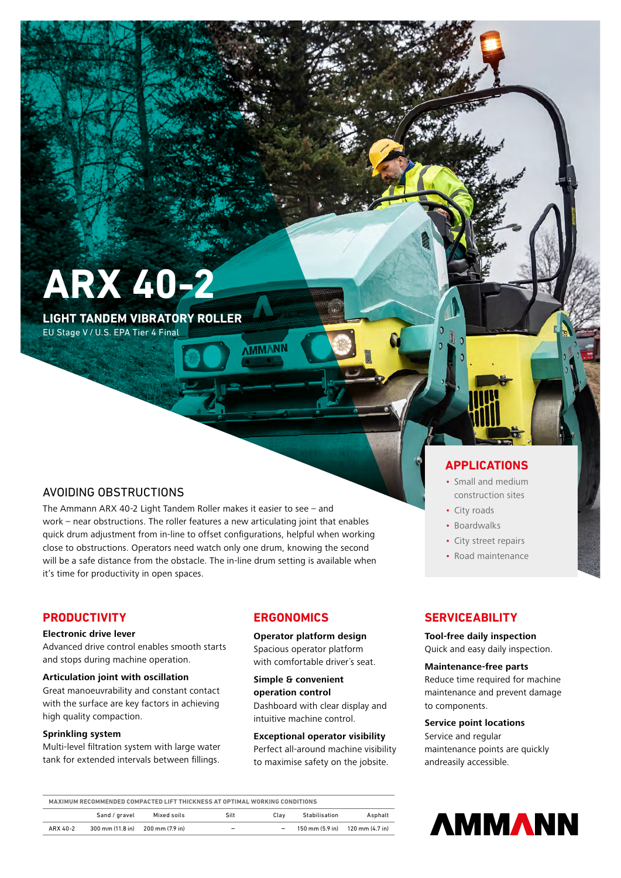# ARX 40-2

## LIGHT TANDEM VIBRATORY ROLLER

EU Stage V / U.S. EPA Tier 4 Final

## AVOIDING OBSTRUCTIONS

The Ammann ARX 40-2 Light Tandem Roller makes it easier to see – and work – near obstructions. The roller features a new articulating joint that enables quick drum adjustment from in-line to offset configurations, helpful when working close to obstructions. Operators need watch only one drum, knowing the second will be a safe distance from the obstacle. The in-line drum setting is available when it's time for productivity in open spaces.

## APPLICATIONS

- Small and medium construction sites
- City roads
- Boardwalks
- City street repairs
- Road maintenance

## PRODUCTIVITY

**Electronic drive lever**
Advanced drive control enables smooth starts and stops during machine operation.

**Articulation joint with oscillation**
Great manoeuvrability and constant contact with the surface are key factors in achieving high quality compaction.

**Sprinkling system**
Multi-level filtration system with large water tank for extended intervals between fillings.

## ERGONOMICS

**Operator platform design**
Spacious operator platform with comfortable driver's seat.

**Simple & convenient operation control**
Dashboard with clear display and intuitive machine control.

**Exceptional operator visibility**
Perfect all-around machine visibility to maximise safety on the jobsite.

## SERVICEABILITY

**Tool-free daily inspection**
Quick and easy daily inspection.

**Maintenance-free parts**
Reduce time required for machine maintenance and prevent damage to components.

**Service point locations**
Service and regular maintenance points are quickly andreasily accessible.

**MAXIMUM RECOMMENDED COMPACTED LIFT THICKNESS AT OPTIMAL WORKING CONDITIONS**

| | Sand / gravel | Mixed soils | Silt | Clay | Stabilisation | Asphalt |
|---|---|---|---|---|---|---|
| ARX 40-2 | 300 mm (11.8 in) | 200 mm (7.9 in) | – | – | 150 mm (5.9 in) | 120 mm (4.7 in) |

AMMANN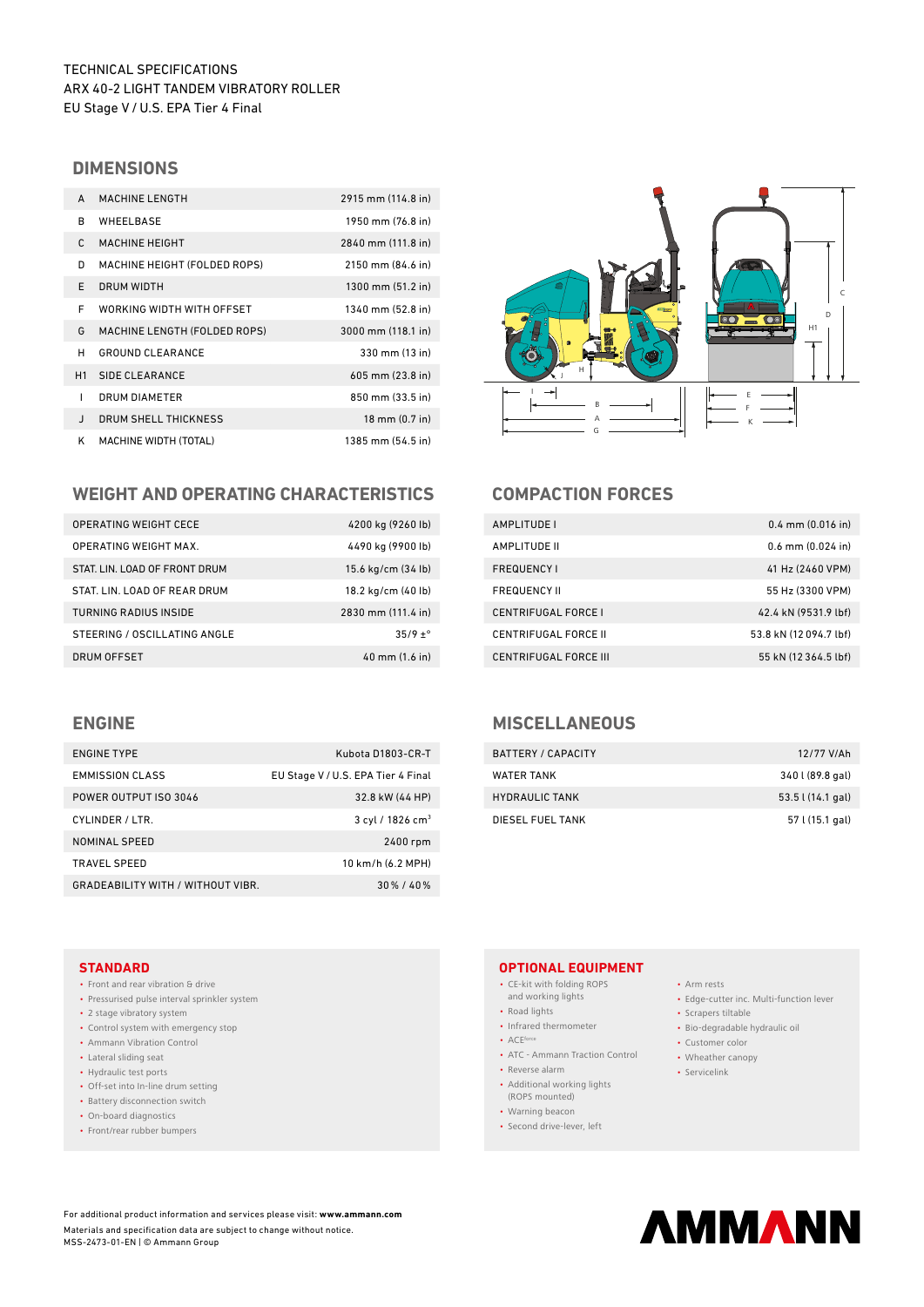TECHNICAL SPECIFICATIONS
ARX 40-2 LIGHT TANDEM VIBRATORY ROLLER
EU Stage V / U.S. EPA Tier 4 Final

## DIMENSIONS

| | | |
|---|---|---|
| A | MACHINE LENGTH | 2915 mm (114.8 in) |
| B | WHEELBASE | 1950 mm (76.8 in) |
| C | MACHINE HEIGHT | 2840 mm (111.8 in) |
| D | MACHINE HEIGHT (FOLDED ROPS) | 2150 mm (84.6 in) |
| E | DRUM WIDTH | 1300 mm (51.2 in) |
| F | WORKING WIDTH WITH OFFSET | 1340 mm (52.8 in) |
| G | MACHINE LENGTH (FOLDED ROPS) | 3000 mm (118.1 in) |
| H | GROUND CLEARANCE | 330 mm (13 in) |
| H1 | SIDE CLEARANCE | 605 mm (23.8 in) |
| I | DRUM DIAMETER | 850 mm (33.5 in) |
| J | DRUM SHELL THICKNESS | 18 mm (0.7 in) |
| K | MACHINE WIDTH (TOTAL) | 1385 mm (54.5 in) |

## WEIGHT AND OPERATING CHARACTERISTICS

| | |
|---|---|
| OPERATING WEIGHT CECE | 4200 kg (9260 lb) |
| OPERATING WEIGHT MAX. | 4490 kg (9900 lb) |
| STAT. LIN. LOAD OF FRONT DRUM | 15.6 kg/cm (34 lb) |
| STAT. LIN. LOAD OF REAR DRUM | 18.2 kg/cm (40 lb) |
| TURNING RADIUS INSIDE | 2830 mm (111.4 in) |
| STEERING / OSCILLATING ANGLE | 35/9 ±° |
| DRUM OFFSET | 40 mm (1.6 in) |

## COMPACTION FORCES

| | |
|---|---|
| AMPLITUDE I | 0.4 mm (0.016 in) |
| AMPLITUDE II | 0.6 mm (0.024 in) |
| FREQUENCY I | 41 Hz (2460 VPM) |
| FREQUENCY II | 55 Hz (3300 VPM) |
| CENTRIFUGAL FORCE I | 42.4 kN (9531.9 lbf) |
| CENTRIFUGAL FORCE II | 53.8 kN (12 094.7 lbf) |
| CENTRIFUGAL FORCE III | 55 kN (12 364.5 lbf) |

## ENGINE

| | |
|---|---|
| ENGINE TYPE | Kubota D1803-CR-T |
| EMMISSION CLASS | EU Stage V / U.S. EPA Tier 4 Final |
| POWER OUTPUT ISO 3046 | 32.8 kW (44 HP) |
| CYLINDER / LTR. | 3 cyl / 1826 cm³ |
| NOMINAL SPEED | 2400 rpm |
| TRAVEL SPEED | 10 km/h (6.2 MPH) |
| GRADEABILITY WITH / WITHOUT VIBR. | 30 % / 40 % |

## MISCELLANEOUS

| | |
|---|---|
| BATTERY / CAPACITY | 12/77 V/Ah |
| WATER TANK | 340 l (89.8 gal) |
| HYDRAULIC TANK | 53.5 l (14.1 gal) |
| DIESEL FUEL TANK | 57 l (15.1 gal) |

### STANDARD

- Front and rear vibration & drive
- Pressurised pulse interval sprinkler system
- 2 stage vibratory system
- Control system with emergency stop
- Ammann Vibration Control
- Lateral sliding seat
- Hydraulic test ports
- Off-set into In-line drum setting
- Battery disconnection switch
- On-board diagnostics
- Front/rear rubber bumpers

### OPTIONAL EQUIPMENT

- CE-kit with folding ROPS and working lights
- Road lights
- Infrared thermometer
- ACEforce
- ATC - Ammann Traction Control
- Reverse alarm
- Additional working lights (ROPS mounted)
- Warning beacon
- Second drive-lever, left
- Arm rests
- Edge-cutter inc. Multi-function lever
- Scrapers tiltable
- Bio-degradable hydraulic oil
- Customer color
- Wheather canopy
- Servicelink

For additional product information and services please visit: **www.ammann.com**
Materials and specification data are subject to change without notice.
MSS-2473-01-EN | © Ammann Group

AMMANN